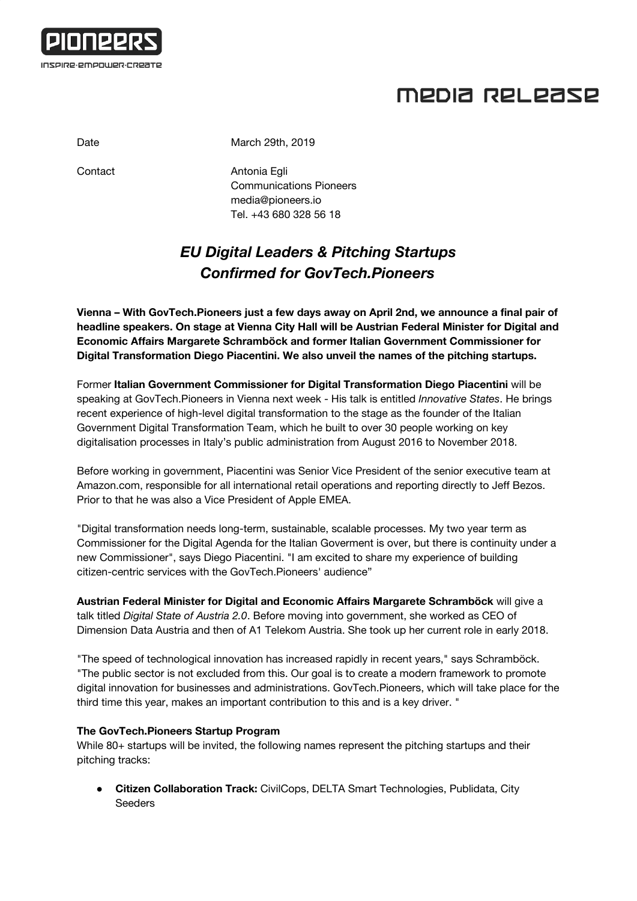PIONEERS

INSPIRE·EMPOWER·CREATE

# MEDIA RELEASE

Date March 29th, 2019

Contact Antonia Egli
Communications Pioneers
media@pioneers.io
Tel. +43 680 328 56 18

## *EU Digital Leaders & Pitching Startups Confirmed for GovTech.Pioneers*

**Vienna – With GovTech.Pioneers just a few days away on April 2nd, we announce a final pair of headline speakers. On stage at Vienna City Hall will be Austrian Federal Minister for Digital and Economic Affairs Margarete Schramböck and former Italian Government Commissioner for Digital Transformation Diego Piacentini. We also unveil the names of the pitching startups.**

Former **Italian Government Commissioner for Digital Transformation Diego Piacentini** will be speaking at GovTech.Pioneers in Vienna next week - His talk is entitled *Innovative States*. He brings recent experience of high-level digital transformation to the stage as the founder of the Italian Government Digital Transformation Team, which he built to over 30 people working on key digitalisation processes in Italy's public administration from August 2016 to November 2018.

Before working in government, Piacentini was Senior Vice President of the senior executive team at Amazon.com, responsible for all international retail operations and reporting directly to Jeff Bezos. Prior to that he was also a Vice President of Apple EMEA.

"Digital transformation needs long-term, sustainable, scalable processes. My two year term as Commissioner for the Digital Agenda for the Italian Goverment is over, but there is continuity under a new Commissioner", says Diego Piacentini. "I am excited to share my experience of building citizen-centric services with the GovTech.Pioneers' audience"

**Austrian Federal Minister for Digital and Economic Affairs Margarete Schramböck** will give a talk titled *Digital State of Austria 2.0*. Before moving into government, she worked as CEO of Dimension Data Austria and then of A1 Telekom Austria. She took up her current role in early 2018.

"The speed of technological innovation has increased rapidly in recent years," says Schramböck. "The public sector is not excluded from this. Our goal is to create a modern framework to promote digital innovation for businesses and administrations. GovTech.Pioneers, which will take place for the third time this year, makes an important contribution to this and is a key driver. "

**The GovTech.Pioneers Startup Program**
While 80+ startups will be invited, the following names represent the pitching startups and their pitching tracks:

- **Citizen Collaboration Track:** CivilCops, DELTA Smart Technologies, Publidata, City Seeders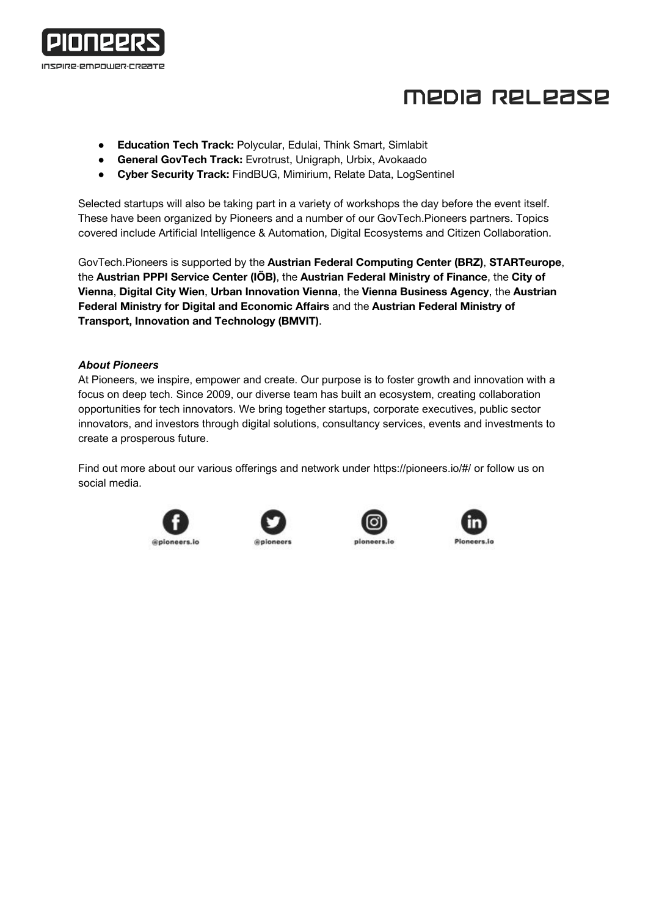- **Education Tech Track:** Polycular, Edulai, Think Smart, Simlabit
- **General GovTech Track:** Evrotrust, Unigraph, Urbix, Avokaado
- **Cyber Security Track:** FindBUG, Mimirium, Relate Data, LogSentinel

Selected startups will also be taking part in a variety of workshops the day before the event itself. These have been organized by Pioneers and a number of our GovTech.Pioneers partners. Topics covered include Artificial Intelligence & Automation, Digital Ecosystems and Citizen Collaboration.

GovTech.Pioneers is supported by the **Austrian Federal Computing Center (BRZ)**, **STARTeurope**, the **Austrian PPPI Service Center (IÖB)**, the **Austrian Federal Ministry of Finance**, the **City of Vienna**, **Digital City Wien**, **Urban Innovation Vienna**, the **Vienna Business Agency**, the **Austrian Federal Ministry for Digital and Economic Affairs** and the **Austrian Federal Ministry of Transport, Innovation and Technology (BMVIT)**.

***About Pioneers***

At Pioneers, we inspire, empower and create. Our purpose is to foster growth and innovation with a focus on deep tech. Since 2009, our diverse team has built an ecosystem, creating collaboration opportunities for tech innovators. We bring together startups, corporate executives, public sector innovators, and investors through digital solutions, consultancy services, events and investments to create a prosperous future.

Find out more about our various offerings and network under https://pioneers.io/#/ or follow us on social media.

@pioneers.io @pioneers pioneers.io Pioneers.io